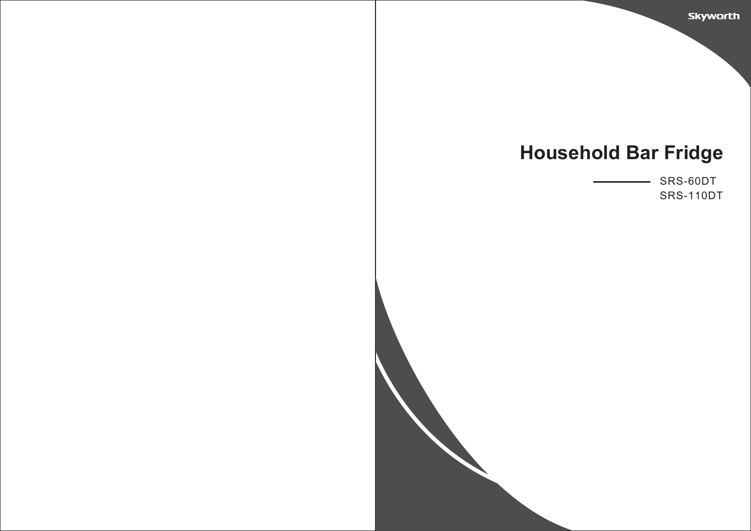Skyworth

# Household Bar Fridge

SRS-60DT
SRS-110DT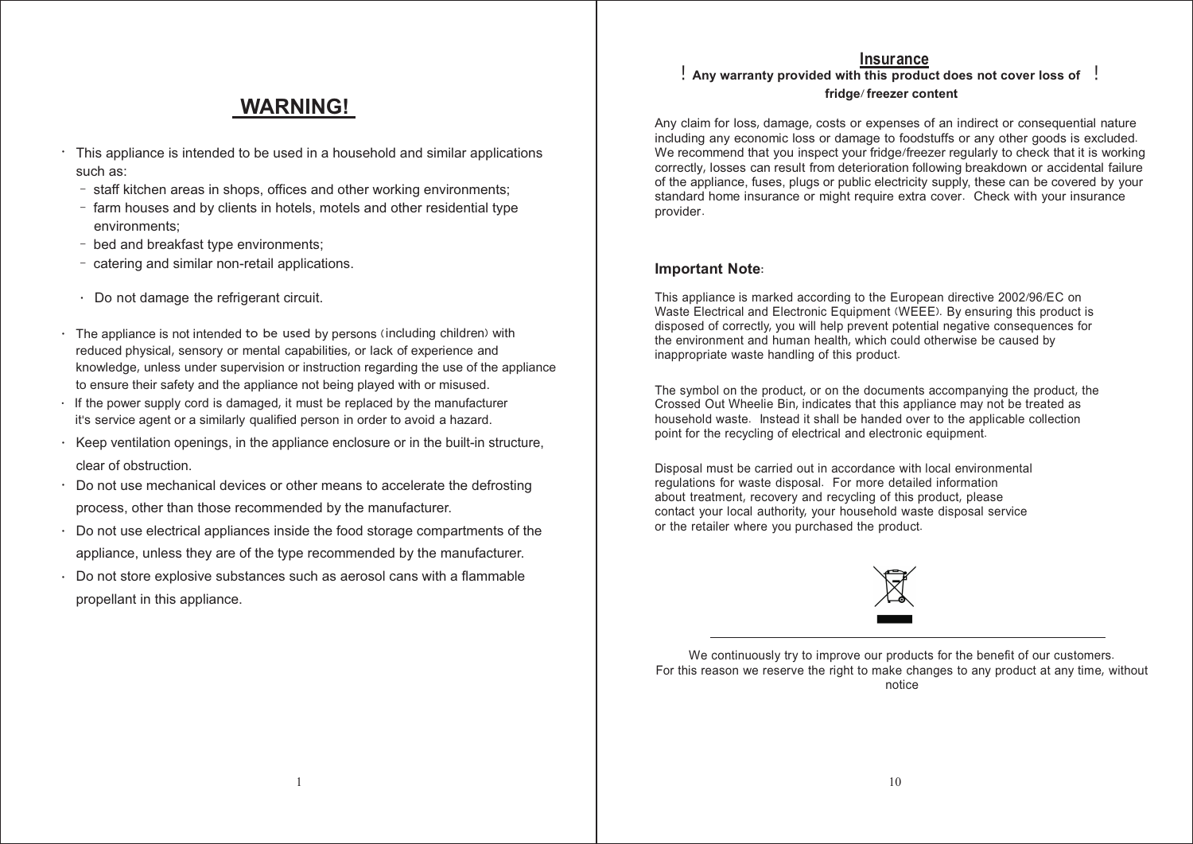# WARNING!

- This appliance is intended to be used in a household and similar applications such as:
  - staff kitchen areas in shops, offices and other working environments;
  - farm houses and by clients in hotels, motels and other residential type environments;
  - bed and breakfast type environments;
  - catering and similar non-retail applications.
- Do not damage the refrigerant circuit.
- The appliance is not intended to be used by persons (including children) with reduced physical, sensory or mental capabilities, or lack of experience and knowledge, unless under supervision or instruction regarding the use of the appliance to ensure their safety and the appliance not being played with or misused.
- If the power supply cord is damaged, it must be replaced by the manufacturer it's service agent or a similarly qualified person in order to avoid a hazard.
- Keep ventilation openings, in the appliance enclosure or in the built-in structure, clear of obstruction.
- Do not use mechanical devices or other means to accelerate the defrosting process, other than those recommended by the manufacturer.
- Do not use electrical appliances inside the food storage compartments of the appliance, unless they are of the type recommended by the manufacturer.
- Do not store explosive substances such as aerosol cans with a flammable propellant in this appliance.

## Insurance

**! Any warranty provided with this product does not cover loss of fridge/ freezer content !**

Any claim for loss, damage, costs or expenses of an indirect or consequential nature including any economic loss or damage to foodstuffs or any other goods is excluded. We recommend that you inspect your fridge/freezer regularly to check that it is working correctly, losses can result from deterioration following breakdown or accidental failure of the appliance, fuses, plugs or public electricity supply, these can be covered by your standard home insurance or might require extra cover. Check with your insurance provider.

**Important Note:**

This appliance is marked according to the European directive 2002/96/EC on Waste Electrical and Electronic Equipment (WEEE). By ensuring this product is disposed of correctly, you will help prevent potential negative consequences for the environment and human health, which could otherwise be caused by inappropriate waste handling of this product.

The symbol on the product, or on the documents accompanying the product, the Crossed Out Wheelie Bin, indicates that this appliance may not be treated as household waste. Instead it shall be handed over to the applicable collection point for the recycling of electrical and electronic equipment.

Disposal must be carried out in accordance with local environmental regulations for waste disposal. For more detailed information about treatment, recovery and recycling of this product, please contact your local authority, your household waste disposal service or the retailer where you purchased the product.

---

We continuously try to improve our products for the benefit of our customers.
For this reason we reserve the right to make changes to any product at any time, without notice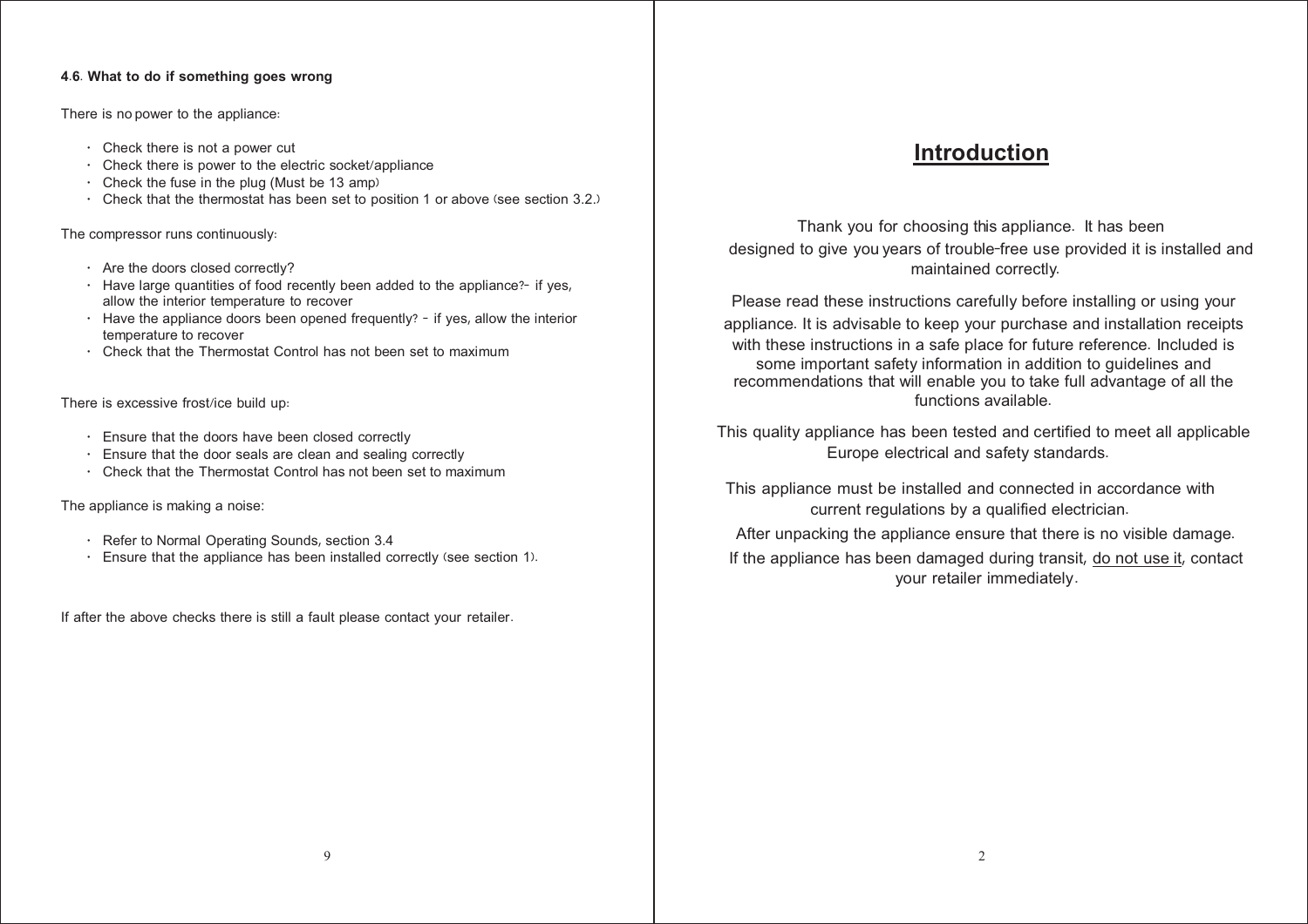### 4.6. What to do if something goes wrong

There is no power to the appliance:

- Check there is not a power cut
- Check there is power to the electric socket/appliance
- Check the fuse in the plug (Must be 13 amp)
- Check that the thermostat has been set to position 1 or above (see section 3.2.)

The compressor runs continuously:

- Are the doors closed correctly?
- Have large quantities of food recently been added to the appliance?- if yes, allow the interior temperature to recover
- Have the appliance doors been opened frequently? - if yes, allow the interior temperature to recover
- Check that the Thermostat Control has not been set to maximum

There is excessive frost/ice build up:

- Ensure that the doors have been closed correctly
- Ensure that the door seals are clean and sealing correctly
- Check that the Thermostat Control has not been set to maximum

The appliance is making a noise:

- Refer to Normal Operating Sounds, section 3.4
- Ensure that the appliance has been installed correctly (see section 1).

If after the above checks there is still a fault please contact your retailer.

# Introduction

Thank you for choosing this appliance. It has been designed to give you years of trouble-free use provided it is installed and maintained correctly.

Please read these instructions carefully before installing or using your appliance. It is advisable to keep your purchase and installation receipts with these instructions in a safe place for future reference. Included is some important safety information in addition to guidelines and recommendations that will enable you to take full advantage of all the functions available.

This quality appliance has been tested and certified to meet all applicable Europe electrical and safety standards.

This appliance must be installed and connected in accordance with current regulations by a qualified electrician.

After unpacking the appliance ensure that there is no visible damage.

If the appliance has been damaged during transit, do not use it, contact your retailer immediately.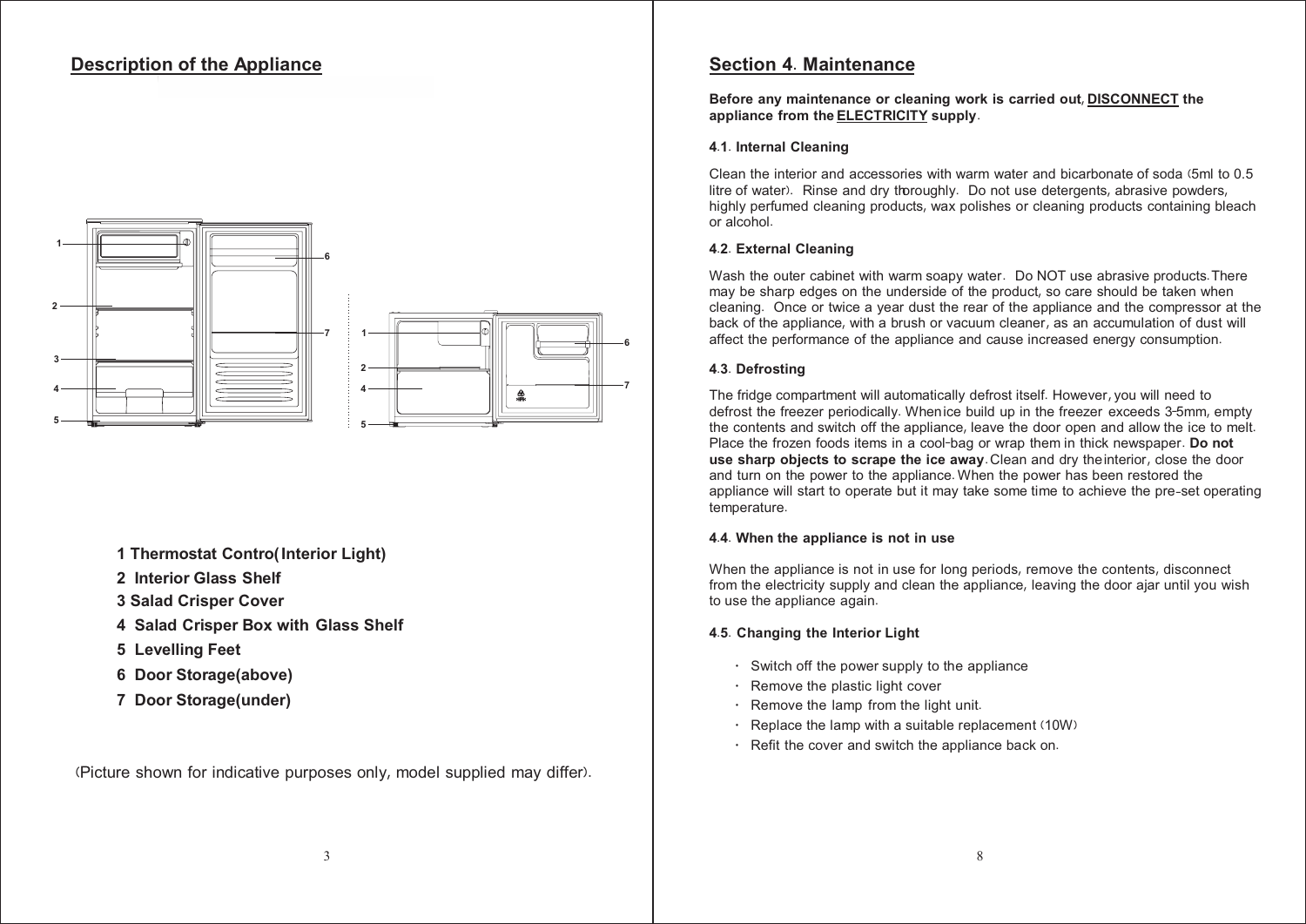## Description of the Appliance

1
2
3
4
5
6
7

1
2
4
5
6
7

**1 Thermostat Contro( Interior Light)**

**2 Interior Glass Shelf**

**3 Salad Crisper Cover**

**4 Salad Crisper Box with Glass Shelf**

**5 Levelling Feet**

**6 Door Storage(above)**

**7 Door Storage(under)**

(Picture shown for indicative purposes only, model supplied may differ).

## Section 4. Maintenance

**Before any maintenance or cleaning work is carried out, DISCONNECT the appliance from the ELECTRICITY supply.**

### 4.1. Internal Cleaning

Clean the interior and accessories with warm water and bicarbonate of soda (5ml to 0.5 litre of water). Rinse and dry thoroughly. Do not use detergents, abrasive powders, highly perfumed cleaning products, wax polishes or cleaning products containing bleach or alcohol.

### 4.2. External Cleaning

Wash the outer cabinet with warm soapy water. Do NOT use abrasive products.There may be sharp edges on the underside of the product, so care should be taken when cleaning. Once or twice a year dust the rear of the appliance and the compressor at the back of the appliance, with a brush or vacuum cleaner, as an accumulation of dust will affect the performance of the appliance and cause increased energy consumption.

### 4.3. Defrosting

The fridge compartment will automatically defrost itself. However, you will need to defrost the freezer periodically. When ice build up in the freezer exceeds 3-5mm, empty the contents and switch off the appliance, leave the door open and allow the ice to melt. Place the frozen foods items in a cool-bag or wrap them in thick newspaper. **Do not use sharp objects to scrape the ice away**. Clean and dry the interior, close the door and turn on the power to the appliance. When the power has been restored the appliance will start to operate but it may take some time to achieve the pre-set operating temperature.

### 4.4. When the appliance is not in use

When the appliance is not in use for long periods, remove the contents, disconnect from the electricity supply and clean the appliance, leaving the door ajar until you wish to use the appliance again.

### 4.5. Changing the Interior Light

- Switch off the power supply to the appliance
- Remove the plastic light cover
- Remove the lamp from the light unit.
- Replace the lamp with a suitable replacement (10W)
- Refit the cover and switch the appliance back on.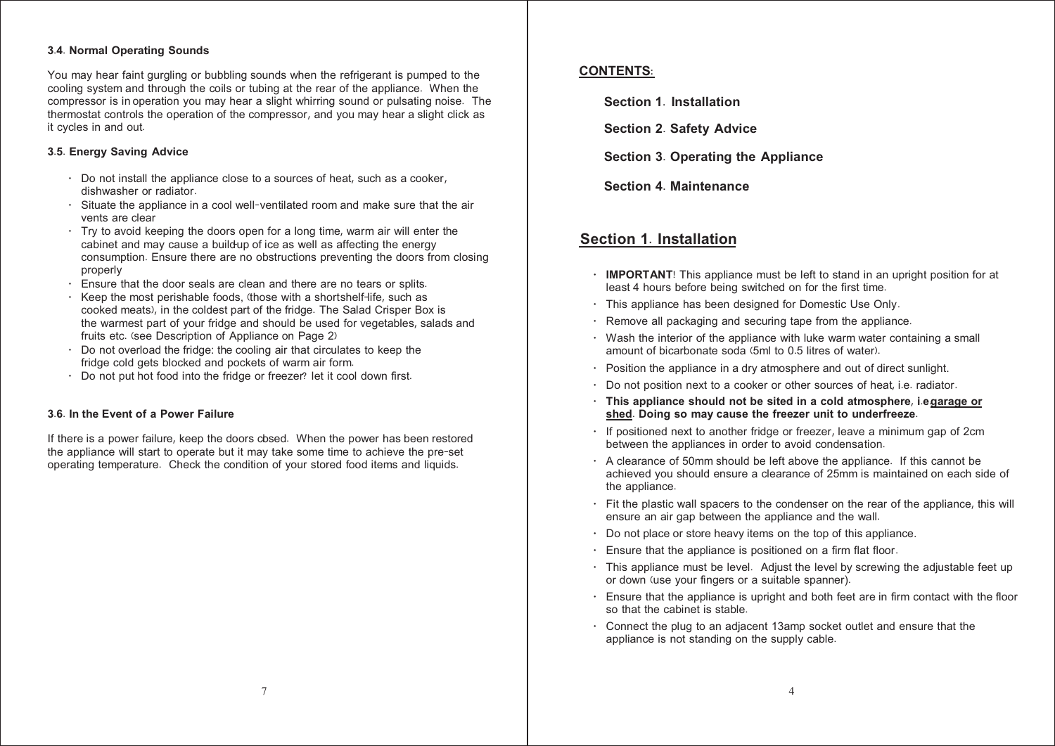### 3.4. Normal Operating Sounds

You may hear faint gurgling or bubbling sounds when the refrigerant is pumped to the cooling system and through the coils or tubing at the rear of the appliance. When the compressor is in operation you may hear a slight whirring sound or pulsating noise. The thermostat controls the operation of the compressor, and you may hear a slight click as it cycles in and out.

### 3.5. Energy Saving Advice

- Do not install the appliance close to a sources of heat, such as a cooker, dishwasher or radiator.
- Situate the appliance in a cool well-ventilated room and make sure that the air vents are clear
- Try to avoid keeping the doors open for a long time, warm air will enter the cabinet and may cause a build-up of ice as well as affecting the energy consumption. Ensure there are no obstructions preventing the doors from closing properly
- Ensure that the door seals are clean and there are no tears or splits.
- Keep the most perishable foods, (those with a short shelf-life, such as cooked meats), in the coldest part of the fridge. The Salad Crisper Box is the warmest part of your fridge and should be used for vegetables, salads and fruits etc. (see Description of Appliance on Page 2)
- Do not overload the fridge: the cooling air that circulates to keep the fridge cold gets blocked and pockets of warm air form.
- Do not put hot food into the fridge or freezer? let it cool down first.

### 3.6. In the Event of a Power Failure

If there is a power failure, keep the doors closed. When the power has been restored the appliance will start to operate but it may take some time to achieve the pre-set operating temperature. Check the condition of your stored food items and liquids.

**CONTENTS:**

**Section 1. Installation**

**Section 2. Safety Advice**

**Section 3. Operating the Appliance**

**Section 4. Maintenance**

## Section 1. Installation

- **IMPORTANT!** This appliance must be left to stand in an upright position for at least 4 hours before being switched on for the first time.
- This appliance has been designed for Domestic Use Only.
- Remove all packaging and securing tape from the appliance.
- Wash the interior of the appliance with luke warm water containing a small amount of bicarbonate soda (5ml to 0.5 litres of water).
- Position the appliance in a dry atmosphere and out of direct sunlight.
- Do not position next to a cooker or other sources of heat, i.e. radiator.
- **This appliance should not be sited in a cold atmosphere, i.e. garage or shed. Doing so may cause the freezer unit to underfreeze.**
- If positioned next to another fridge or freezer, leave a minimum gap of 2cm between the appliances in order to avoid condensation.
- A clearance of 50mm should be left above the appliance. If this cannot be achieved you should ensure a clearance of 25mm is maintained on each side of the appliance.
- Fit the plastic wall spacers to the condenser on the rear of the appliance, this will ensure an air gap between the appliance and the wall.
- Do not place or store heavy items on the top of this appliance.
- Ensure that the appliance is positioned on a firm flat floor.
- This appliance must be level. Adjust the level by screwing the adjustable feet up or down (use your fingers or a suitable spanner).
- Ensure that the appliance is upright and both feet are in firm contact with the floor so that the cabinet is stable.
- Connect the plug to an adjacent 13amp socket outlet and ensure that the appliance is not standing on the supply cable.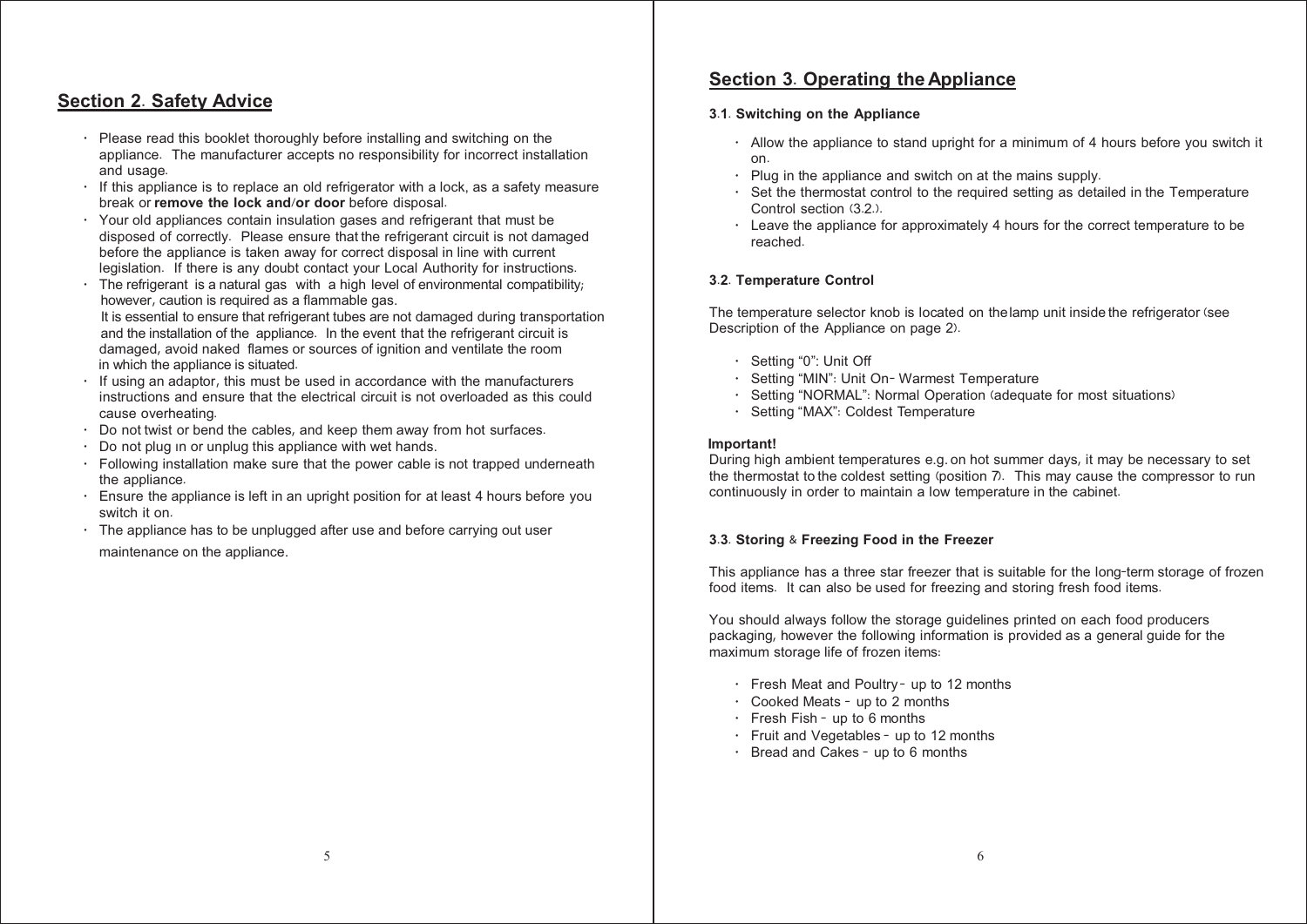## Section 2. Safety Advice

- Please read this booklet thoroughly before installing and switching on the appliance. The manufacturer accepts no responsibility for incorrect installation and usage.
- If this appliance is to replace an old refrigerator with a lock, as a safety measure break or **remove the lock and/or door** before disposal.
- Your old appliances contain insulation gases and refrigerant that must be disposed of correctly. Please ensure that the refrigerant circuit is not damaged before the appliance is taken away for correct disposal in line with current legislation. If there is any doubt contact your Local Authority for instructions.
- The refrigerant is a natural gas with a high level of environmental compatibility; however, caution is required as a flammable gas.
  It is essential to ensure that refrigerant tubes are not damaged during transportation and the installation of the appliance. In the event that the refrigerant circuit is damaged, avoid naked flames or sources of ignition and ventilate the room in which the appliance is situated.
- If using an adaptor, this must be used in accordance with the manufacturers instructions and ensure that the electrical circuit is not overloaded as this could cause overheating.
- Do not twist or bend the cables, and keep them away from hot surfaces.
- Do not plug ın or unplug this appliance with wet hands.
- Following installation make sure that the power cable is not trapped underneath the appliance.
- Ensure the appliance is left in an upright position for at least 4 hours before you switch it on.
- The appliance has to be unplugged after use and before carrying out user maintenance on the appliance.

## Section 3. Operating the Appliance

### 3.1. Switching on the Appliance

- Allow the appliance to stand upright for a minimum of 4 hours before you switch it on.
- Plug in the appliance and switch on at the mains supply.
- Set the thermostat control to the required setting as detailed in the Temperature Control section (3.2.).
- Leave the appliance for approximately 4 hours for the correct temperature to be reached.

### 3.2. Temperature Control

The temperature selector knob is located on the lamp unit inside the refrigerator (see Description of the Appliance on page 2).

- Setting "0": Unit Off
- Setting "MIN": Unit On- Warmest Temperature
- Setting "NORMAL": Normal Operation (adequate for most situations)
- Setting "MAX": Coldest Temperature

**Important!**
During high ambient temperatures e.g. on hot summer days, it may be necessary to set the thermostat to the coldest setting (position 7). This may cause the compressor to run continuously in order to maintain a low temperature in the cabinet.

### 3.3. Storing & Freezing Food in the Freezer

This appliance has a three star freezer that is suitable for the long-term storage of frozen food items. It can also be used for freezing and storing fresh food items.

You should always follow the storage guidelines printed on each food producers packaging, however the following information is provided as a general guide for the maximum storage life of frozen items:

- Fresh Meat and Poultry - up to 12 months
- Cooked Meats - up to 2 months
- Fresh Fish - up to 6 months
- Fruit and Vegetables - up to 12 months
- Bread and Cakes - up to 6 months